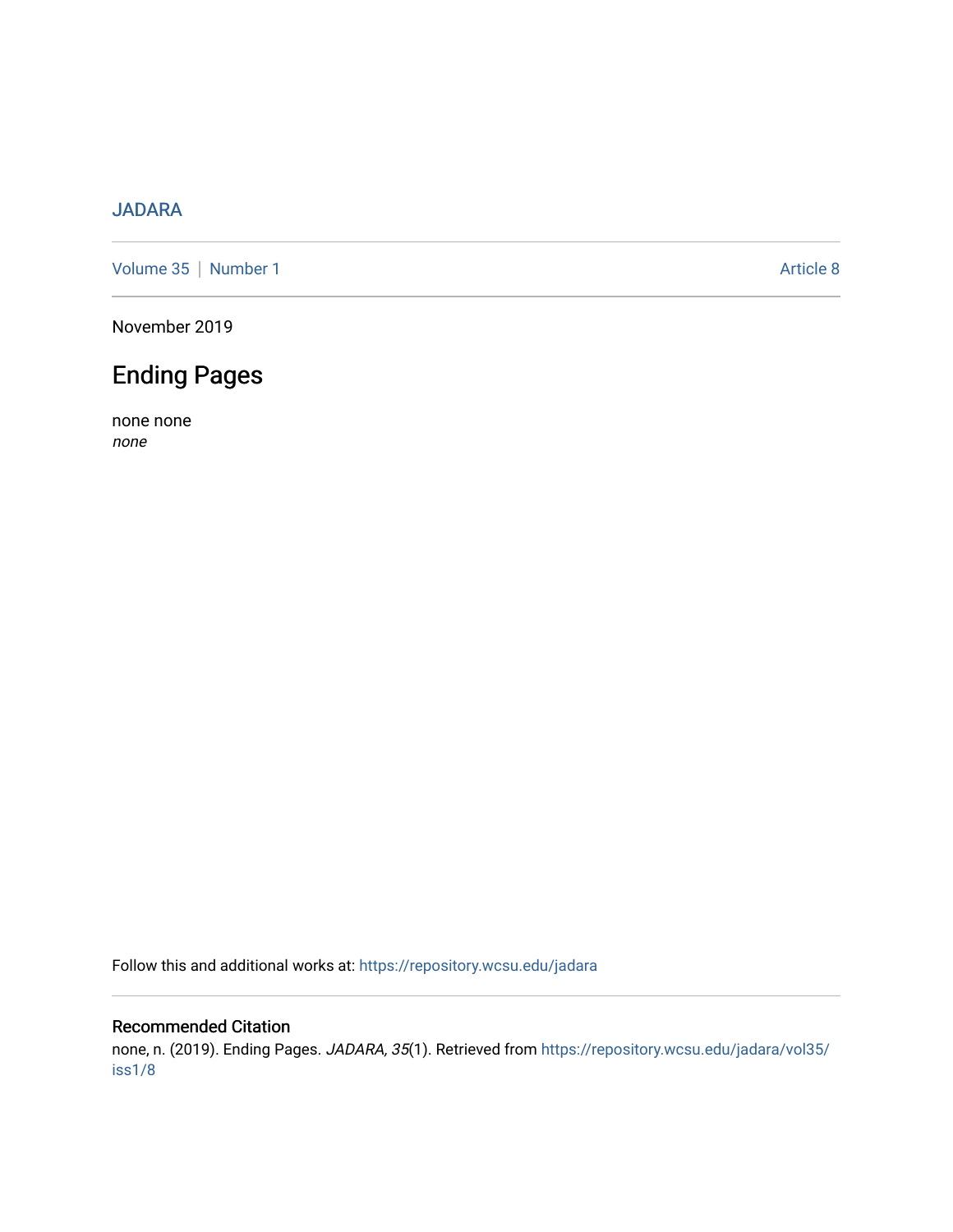JADARA

Volume 35 | Number 1

Article 8

November 2019

# Ending Pages

none none

*none*

Follow this and additional works at: https://repository.wcsu.edu/jadara

## Recommended Citation

none, n. (2019). Ending Pages. *JADARA, 35*(1). Retrieved from https://repository.wcsu.edu/jadara/vol35/iss1/8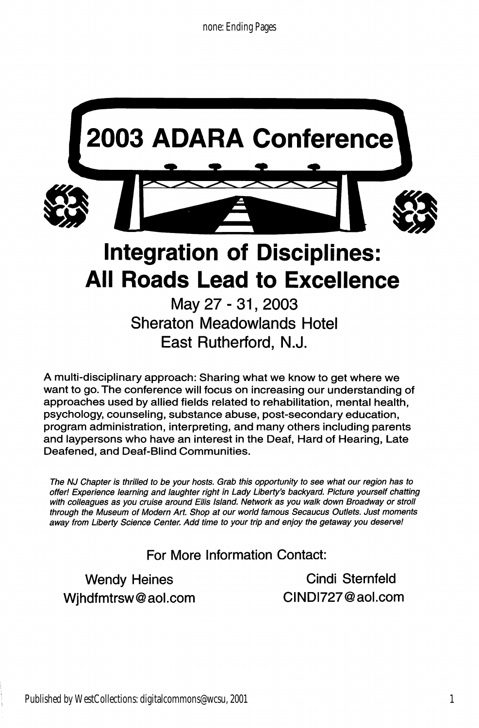# 2003 ADARA Conference

## Integration of Disciplines: All Roads Lead to Excellence

May 27 - 31, 2003
Sheraton Meadowlands Hotel
East Rutherford, N.J.

A multi-disciplinary approach: Sharing what we know to get where we want to go. The conference will focus on increasing our understanding of approaches used by allied fields related to rehabilitation, mental health, psychology, counseling, substance abuse, post-secondary education, program administration, interpreting, and many others including parents and laypersons who have an interest in the Deaf, Hard of Hearing, Late Deafened, and Deaf-Blind Communities.

*The NJ Chapter is thrilled to be your hosts. Grab this opportunity to see what our region has to offer! Experience learning and laughter right in Lady Liberty's backyard. Picture yourself chatting with colleagues as you cruise around Ellis Island. Network as you walk down Broadway or stroll through the Museum of Modern Art. Shop at our world famous Secaucus Outlets. Just moments away from Liberty Science Center. Add time to your trip and enjoy the getaway you deserve!*

For More Information Contact:

Wendy Heines
Wjhdfmtrsw@aol.com

Cindi Sternfeld
CINDI727@aol.com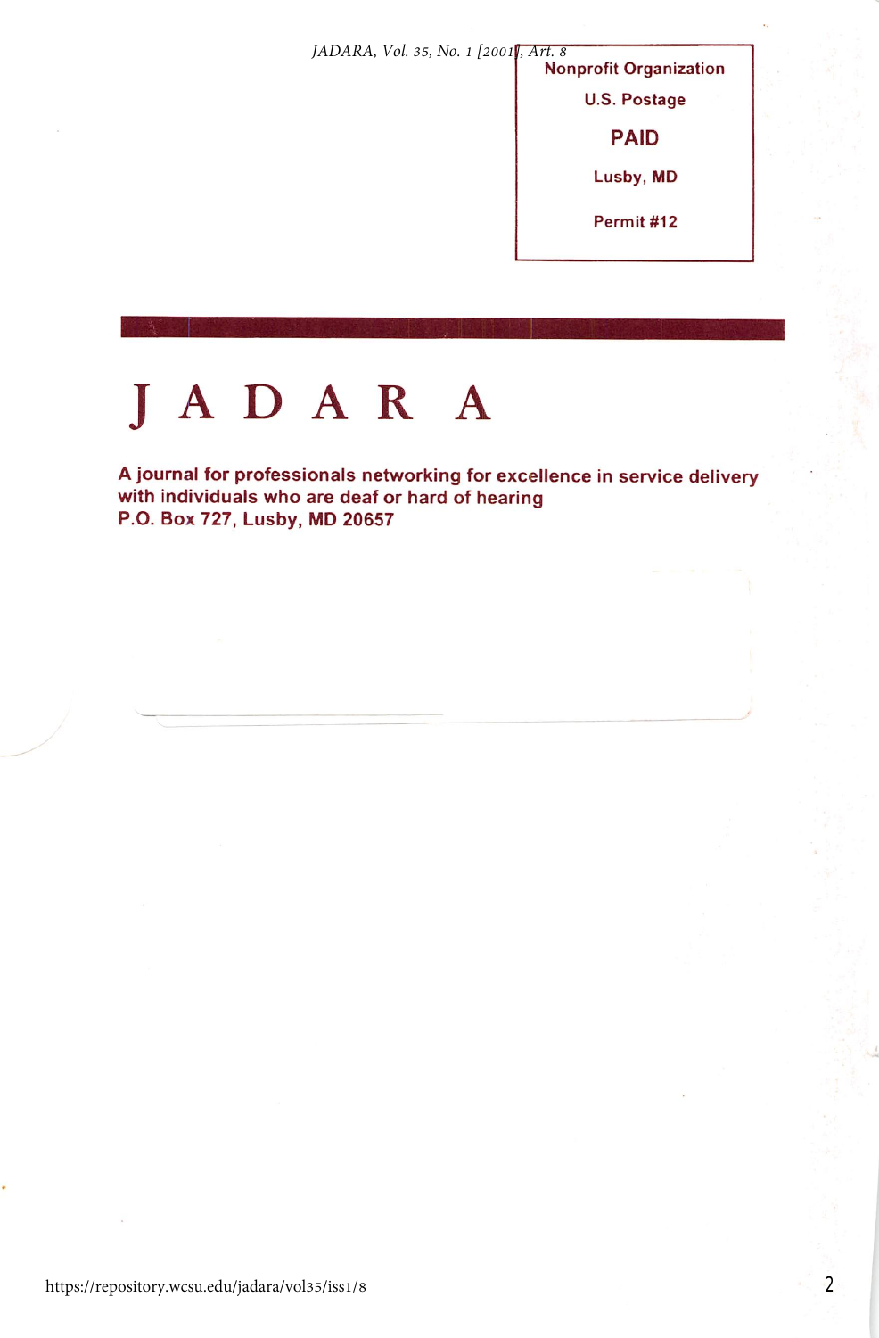Nonprofit Organization

U.S. Postage

**PAID**

Lusby, MD

Permit #12

# J A D A R A

**A journal for professionals networking for excellence in service delivery with individuals who are deaf or hard of hearing**
**P.O. Box 727, Lusby, MD 20657**